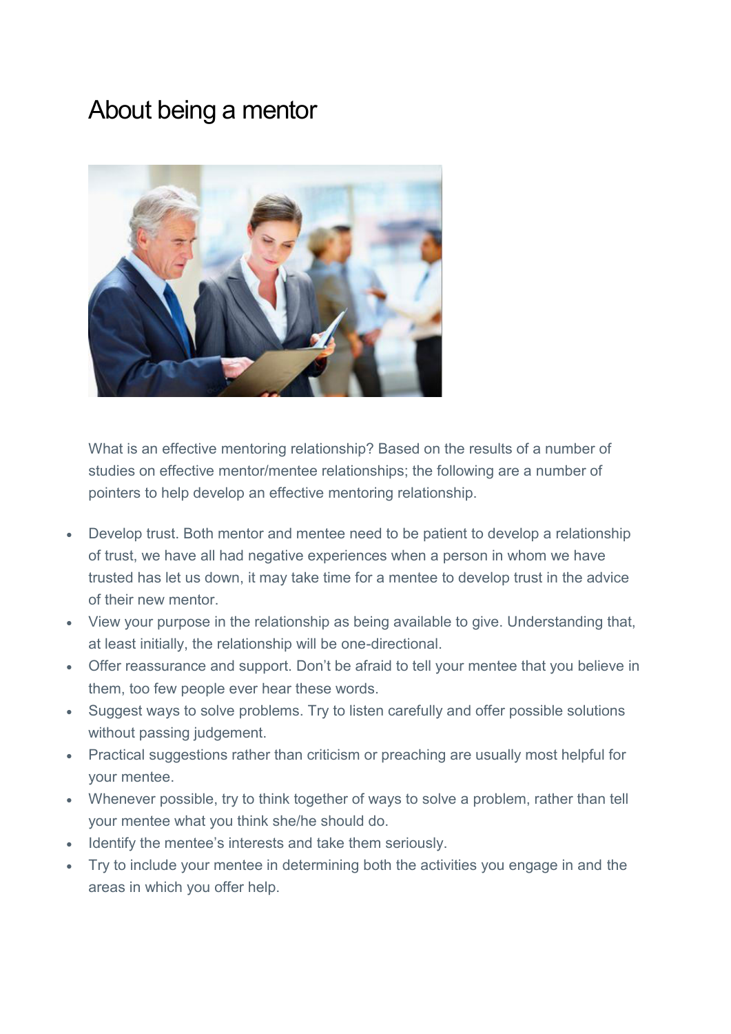# About being a mentor

What is an effective mentoring relationship? Based on the results of a number of studies on effective mentor/mentee relationships; the following are a number of pointers to help develop an effective mentoring relationship.

- Develop trust. Both mentor and mentee need to be patient to develop a relationship of trust, we have all had negative experiences when a person in whom we have trusted has let us down, it may take time for a mentee to develop trust in the advice of their new mentor.
- View your purpose in the relationship as being available to give. Understanding that, at least initially, the relationship will be one-directional.
- Offer reassurance and support. Don't be afraid to tell your mentee that you believe in them, too few people ever hear these words.
- Suggest ways to solve problems. Try to listen carefully and offer possible solutions without passing judgement.
- Practical suggestions rather than criticism or preaching are usually most helpful for your mentee.
- Whenever possible, try to think together of ways to solve a problem, rather than tell your mentee what you think she/he should do.
- Identify the mentee's interests and take them seriously.
- Try to include your mentee in determining both the activities you engage in and the areas in which you offer help.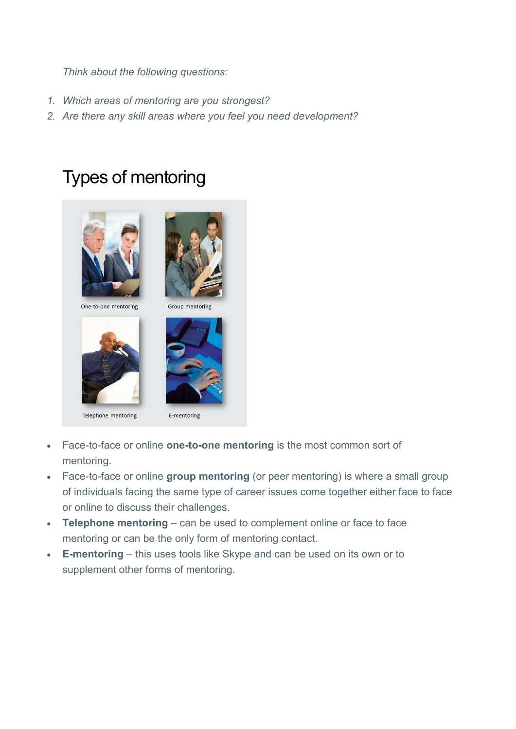*Think about the following questions:*

1. *Which areas of mentoring are you strongest?*
2. *Are there any skill areas where you feel you need development?*

# Types of mentoring

One-to-one mentoring

Group mentoring

Telephone mentoring

E-mentoring

- Face-to-face or online **one-to-one mentoring** is the most common sort of mentoring.
- Face-to-face or online **group mentoring** (or peer mentoring) is where a small group of individuals facing the same type of career issues come together either face to face or online to discuss their challenges.
- **Telephone mentoring** – can be used to complement online or face to face mentoring or can be the only form of mentoring contact.
- **E-mentoring** – this uses tools like Skype and can be used on its own or to supplement other forms of mentoring.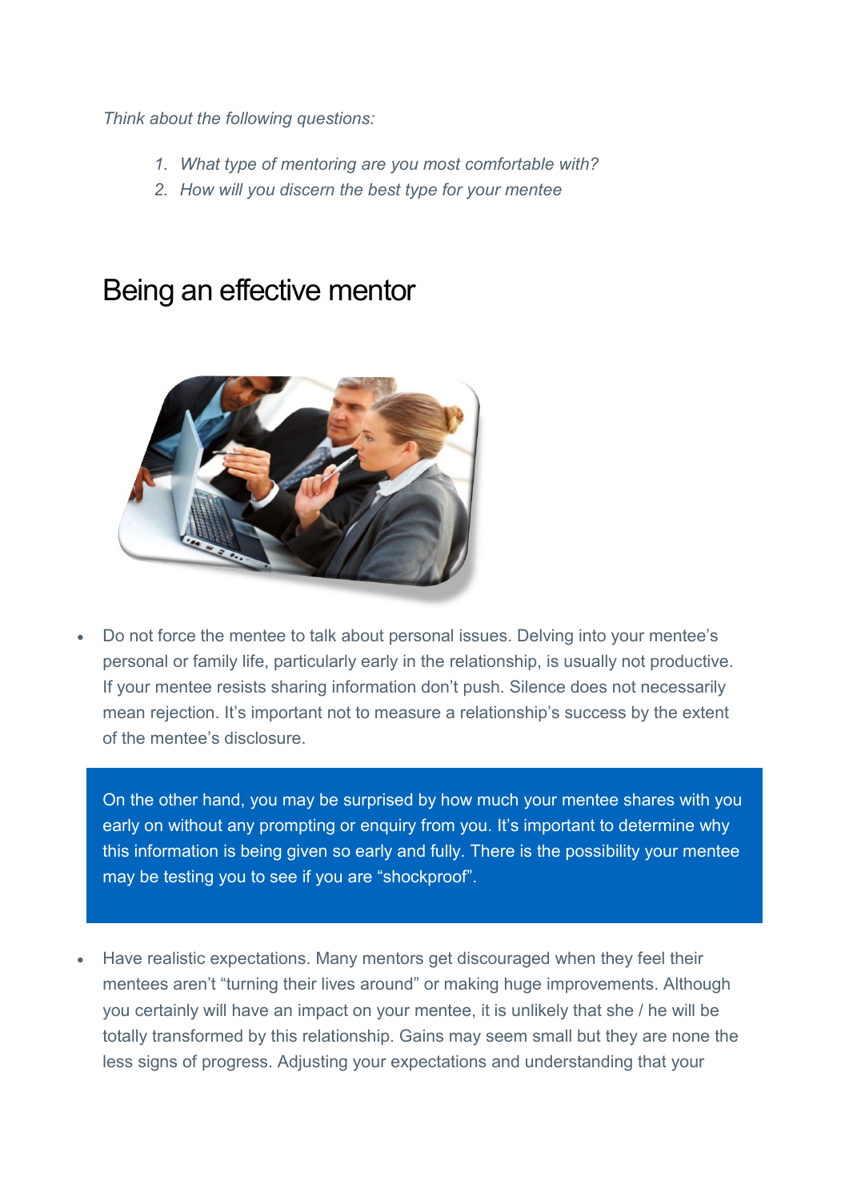*Think about the following questions:*

1. *What type of mentoring are you most comfortable with?*
2. *How will you discern the best type for your mentee*

## Being an effective mentor

- Do not force the mentee to talk about personal issues. Delving into your mentee's personal or family life, particularly early in the relationship, is usually not productive. If your mentee resists sharing information don't push. Silence does not necessarily mean rejection. It's important not to measure a relationship's success by the extent of the mentee's disclosure.

On the other hand, you may be surprised by how much your mentee shares with you early on without any prompting or enquiry from you. It's important to determine why this information is being given so early and fully. There is the possibility your mentee may be testing you to see if you are "shockproof".

- Have realistic expectations. Many mentors get discouraged when they feel their mentees aren't "turning their lives around" or making huge improvements. Although you certainly will have an impact on your mentee, it is unlikely that she / he will be totally transformed by this relationship. Gains may seem small but they are none the less signs of progress. Adjusting your expectations and understanding that your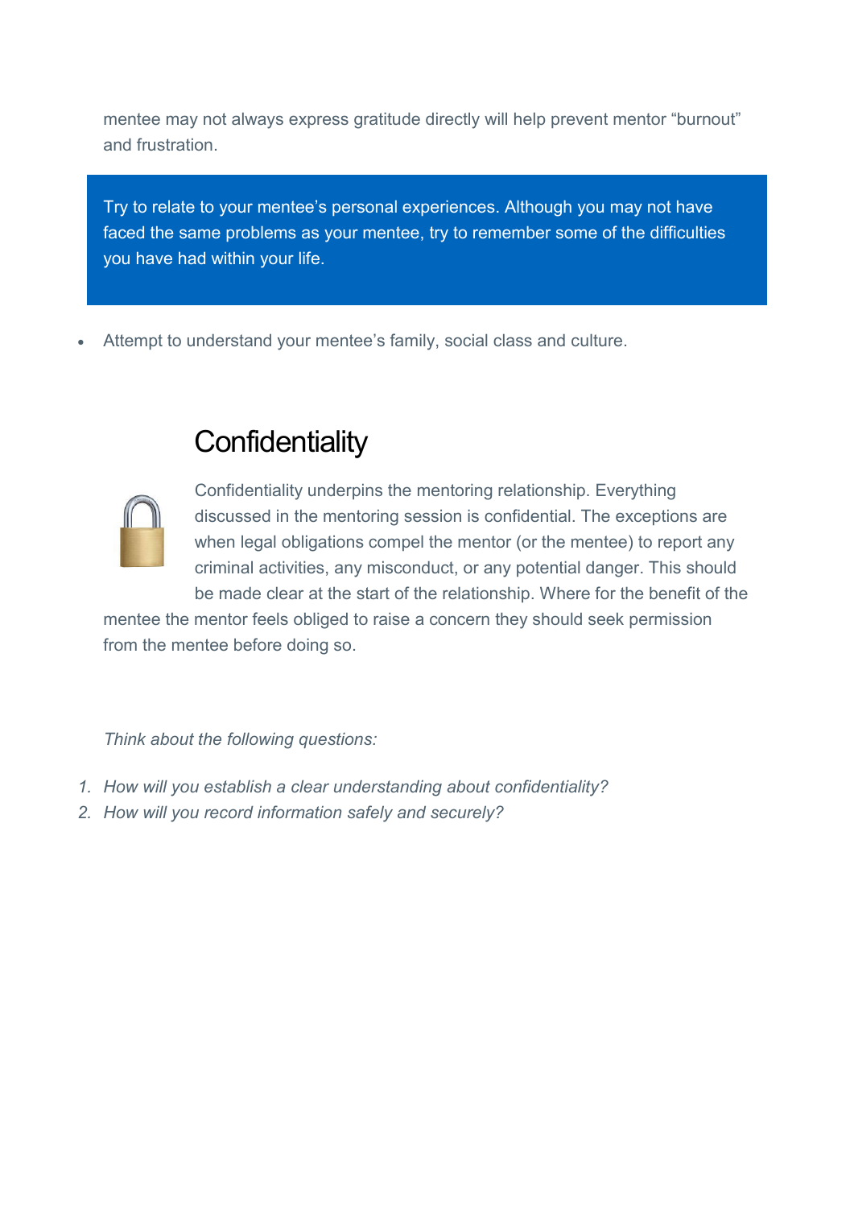mentee may not always express gratitude directly will help prevent mentor "burnout" and frustration.

> Try to relate to your mentee's personal experiences. Although you may not have faced the same problems as your mentee, try to remember some of the difficulties you have had within your life.

- Attempt to understand your mentee's family, social class and culture.

## Confidentiality

Confidentiality underpins the mentoring relationship. Everything discussed in the mentoring session is confidential. The exceptions are when legal obligations compel the mentor (or the mentee) to report any criminal activities, any misconduct, or any potential danger. This should be made clear at the start of the relationship. Where for the benefit of the mentee the mentor feels obliged to raise a concern they should seek permission from the mentee before doing so.

*Think about the following questions:*

1. *How will you establish a clear understanding about confidentiality?*
2. *How will you record information safely and securely?*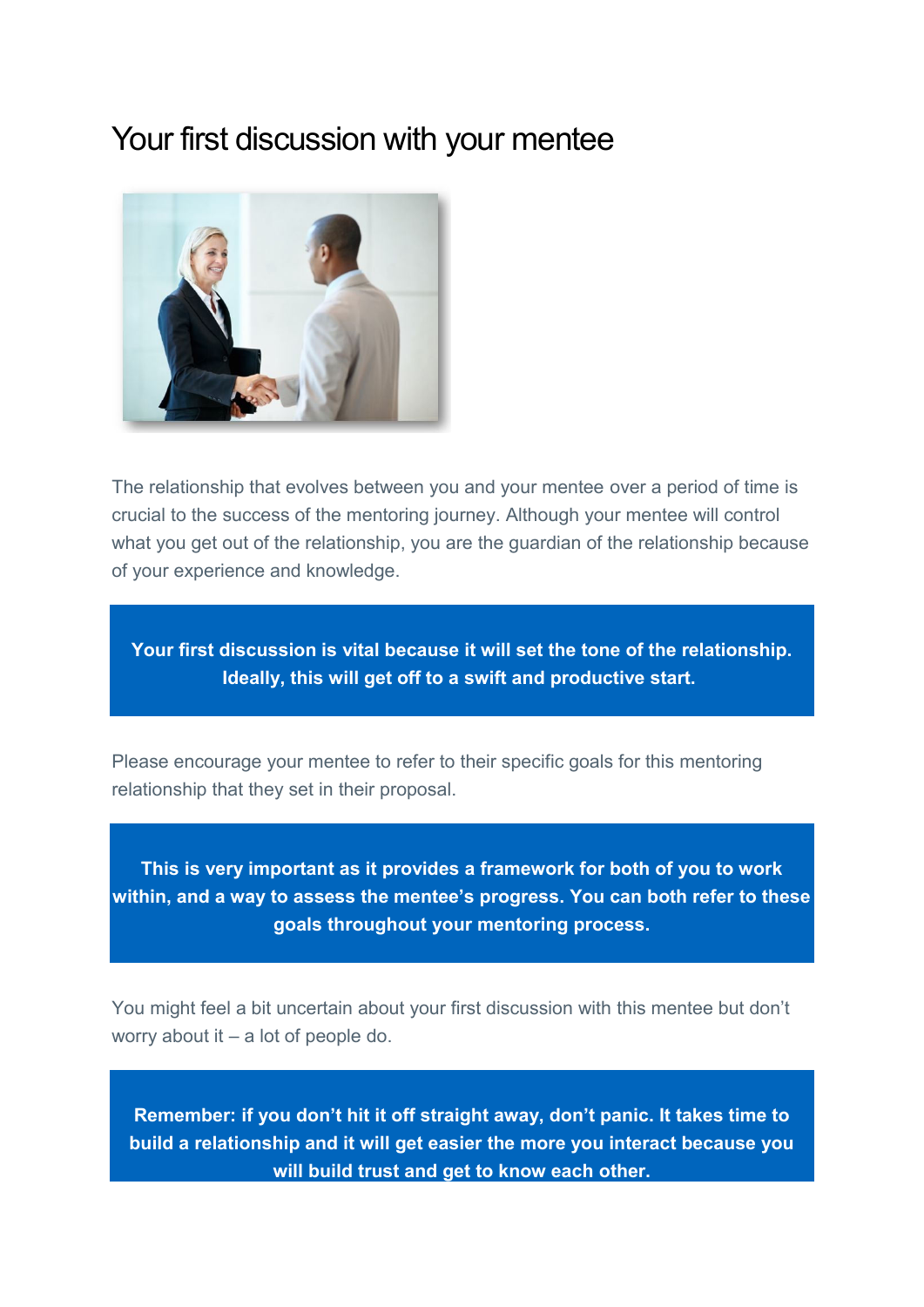# Your first discussion with your mentee

The relationship that evolves between you and your mentee over a period of time is crucial to the success of the mentoring journey. Although your mentee will control what you get out of the relationship, you are the guardian of the relationship because of your experience and knowledge.

**Your first discussion is vital because it will set the tone of the relationship. Ideally, this will get off to a swift and productive start.**

Please encourage your mentee to refer to their specific goals for this mentoring relationship that they set in their proposal.

**This is very important as it provides a framework for both of you to work within, and a way to assess the mentee's progress. You can both refer to these goals throughout your mentoring process.**

You might feel a bit uncertain about your first discussion with this mentee but don't worry about it – a lot of people do.

**Remember: if you don't hit it off straight away, don't panic. It takes time to build a relationship and it will get easier the more you interact because you will build trust and get to know each other.**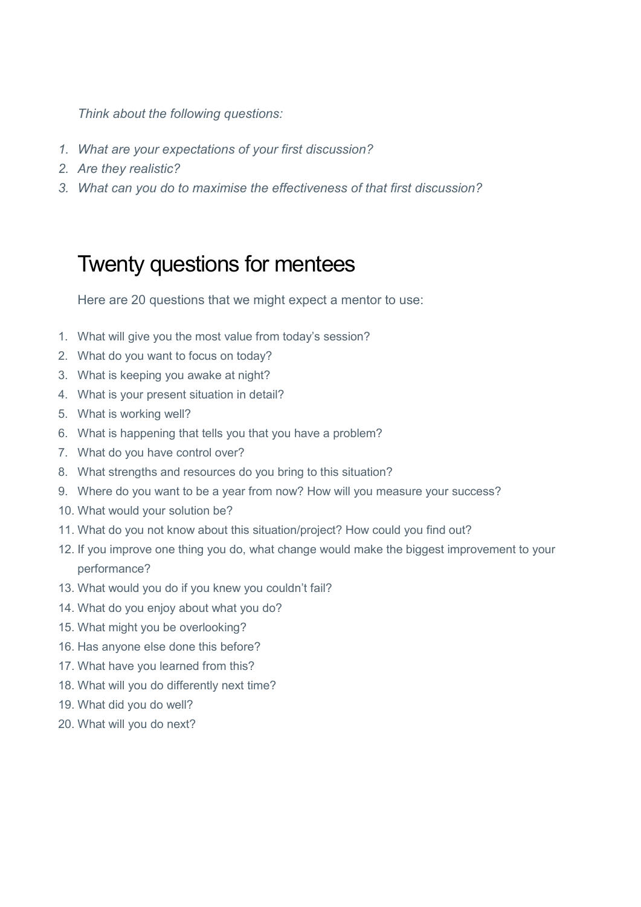*Think about the following questions:*

1. *What are your expectations of your first discussion?*
2. *Are they realistic?*
3. *What can you do to maximise the effectiveness of that first discussion?*

# Twenty questions for mentees

Here are 20 questions that we might expect a mentor to use:

1. What will give you the most value from today's session?
2. What do you want to focus on today?
3. What is keeping you awake at night?
4. What is your present situation in detail?
5. What is working well?
6. What is happening that tells you that you have a problem?
7. What do you have control over?
8. What strengths and resources do you bring to this situation?
9. Where do you want to be a year from now? How will you measure your success?
10. What would your solution be?
11. What do you not know about this situation/project? How could you find out?
12. If you improve one thing you do, what change would make the biggest improvement to your performance?
13. What would you do if you knew you couldn't fail?
14. What do you enjoy about what you do?
15. What might you be overlooking?
16. Has anyone else done this before?
17. What have you learned from this?
18. What will you do differently next time?
19. What did you do well?
20. What will you do next?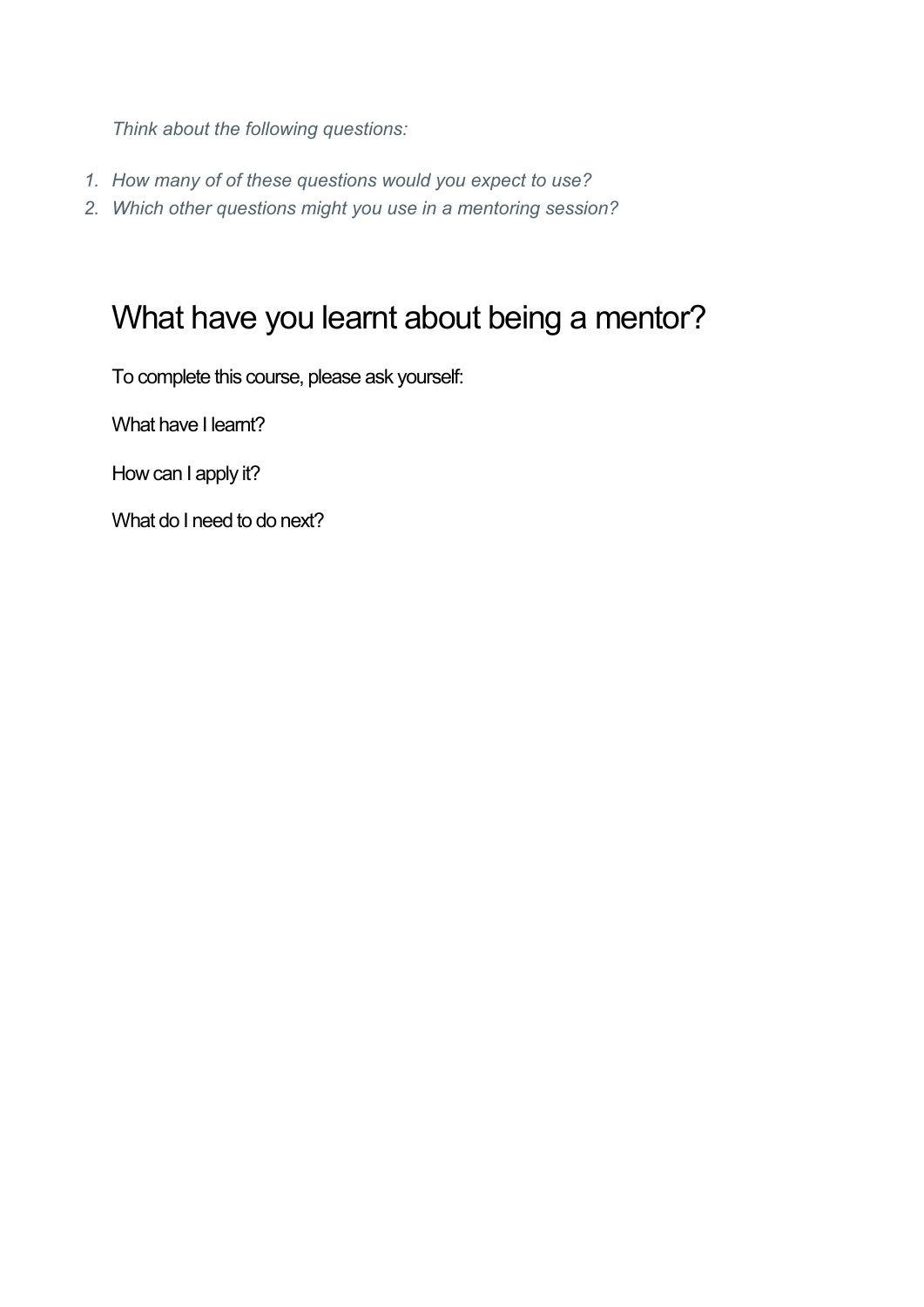*Think about the following questions:*

1. *How many of of these questions would you expect to use?*
2. *Which other questions might you use in a mentoring session?*

## What have you learnt about being a mentor?

To complete this course, please ask yourself:

What have I learnt?

How can I apply it?

What do I need to do next?